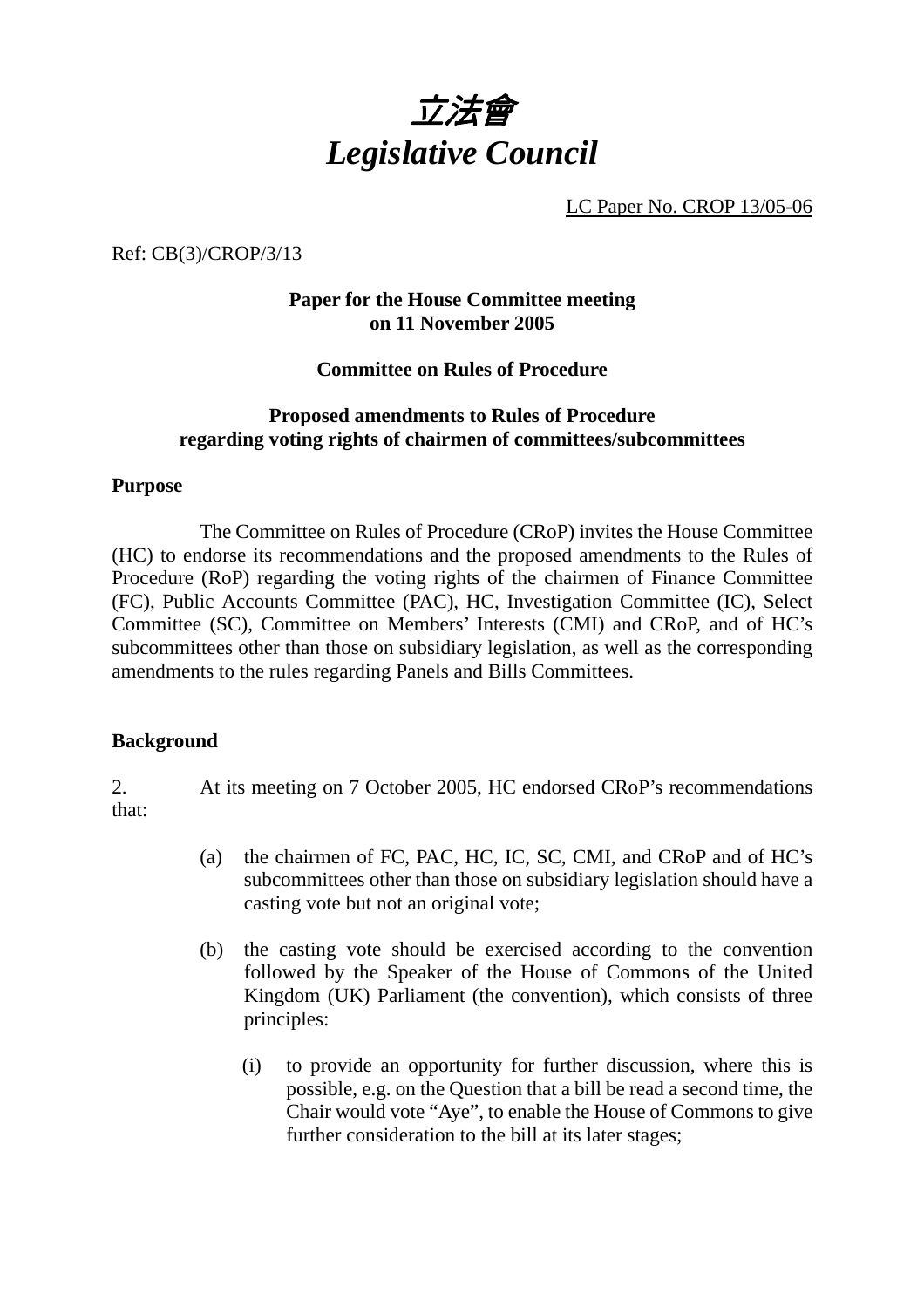# 立法會
# *Legislative Council*

LC Paper No. CROP 13/05-06

Ref: CB(3)/CROP/3/13

**Paper for the House Committee meeting on 11 November 2005**

**Committee on Rules of Procedure**

**Proposed amendments to Rules of Procedure regarding voting rights of chairmen of committees/subcommittees**

## Purpose

The Committee on Rules of Procedure (CRoP) invites the House Committee (HC) to endorse its recommendations and the proposed amendments to the Rules of Procedure (RoP) regarding the voting rights of the chairmen of Finance Committee (FC), Public Accounts Committee (PAC), HC, Investigation Committee (IC), Select Committee (SC), Committee on Members' Interests (CMI) and CRoP, and of HC's subcommittees other than those on subsidiary legislation, as well as the corresponding amendments to the rules regarding Panels and Bills Committees.

## Background

2. At its meeting on 7 October 2005, HC endorsed CRoP's recommendations that:

(a) the chairmen of FC, PAC, HC, IC, SC, CMI, and CRoP and of HC's subcommittees other than those on subsidiary legislation should have a casting vote but not an original vote;

(b) the casting vote should be exercised according to the convention followed by the Speaker of the House of Commons of the United Kingdom (UK) Parliament (the convention), which consists of three principles:

(i) to provide an opportunity for further discussion, where this is possible, e.g. on the Question that a bill be read a second time, the Chair would vote "Aye", to enable the House of Commons to give further consideration to the bill at its later stages;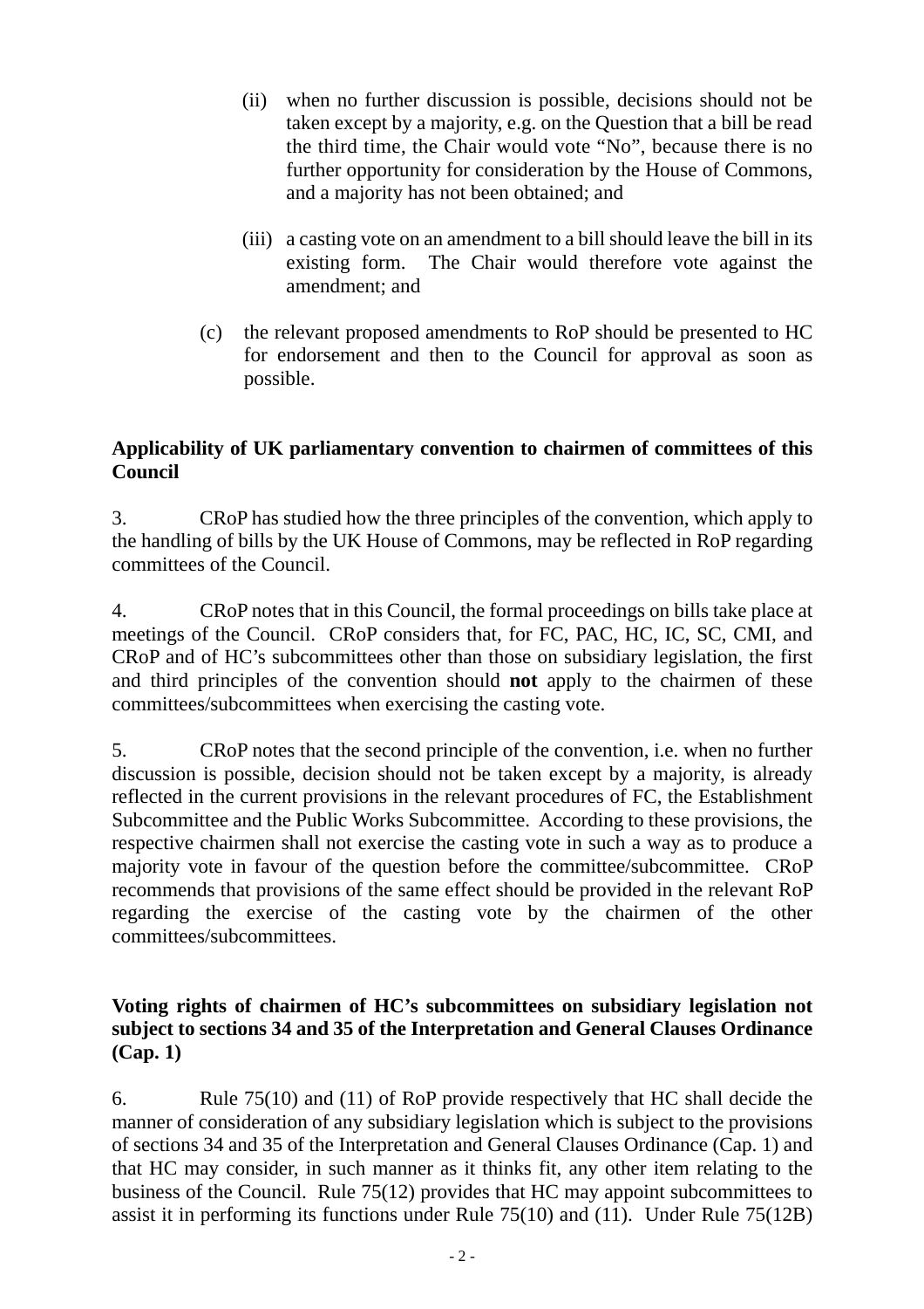(ii) when no further discussion is possible, decisions should not be taken except by a majority, e.g. on the Question that a bill be read the third time, the Chair would vote "No", because there is no further opportunity for consideration by the House of Commons, and a majority has not been obtained; and

(iii) a casting vote on an amendment to a bill should leave the bill in its existing form. The Chair would therefore vote against the amendment; and

(c) the relevant proposed amendments to RoP should be presented to HC for endorsement and then to the Council for approval as soon as possible.

**Applicability of UK parliamentary convention to chairmen of committees of this Council**

3. CRoP has studied how the three principles of the convention, which apply to the handling of bills by the UK House of Commons, may be reflected in RoP regarding committees of the Council.

4. CRoP notes that in this Council, the formal proceedings on bills take place at meetings of the Council. CRoP considers that, for FC, PAC, HC, IC, SC, CMI, and CRoP and of HC's subcommittees other than those on subsidiary legislation, the first and third principles of the convention should **not** apply to the chairmen of these committees/subcommittees when exercising the casting vote.

5. CRoP notes that the second principle of the convention, i.e. when no further discussion is possible, decision should not be taken except by a majority, is already reflected in the current provisions in the relevant procedures of FC, the Establishment Subcommittee and the Public Works Subcommittee. According to these provisions, the respective chairmen shall not exercise the casting vote in such a way as to produce a majority vote in favour of the question before the committee/subcommittee. CRoP recommends that provisions of the same effect should be provided in the relevant RoP regarding the exercise of the casting vote by the chairmen of the other committees/subcommittees.

**Voting rights of chairmen of HC's subcommittees on subsidiary legislation not subject to sections 34 and 35 of the Interpretation and General Clauses Ordinance (Cap. 1)**

6. Rule 75(10) and (11) of RoP provide respectively that HC shall decide the manner of consideration of any subsidiary legislation which is subject to the provisions of sections 34 and 35 of the Interpretation and General Clauses Ordinance (Cap. 1) and that HC may consider, in such manner as it thinks fit, any other item relating to the business of the Council. Rule 75(12) provides that HC may appoint subcommittees to assist it in performing its functions under Rule 75(10) and (11). Under Rule 75(12B)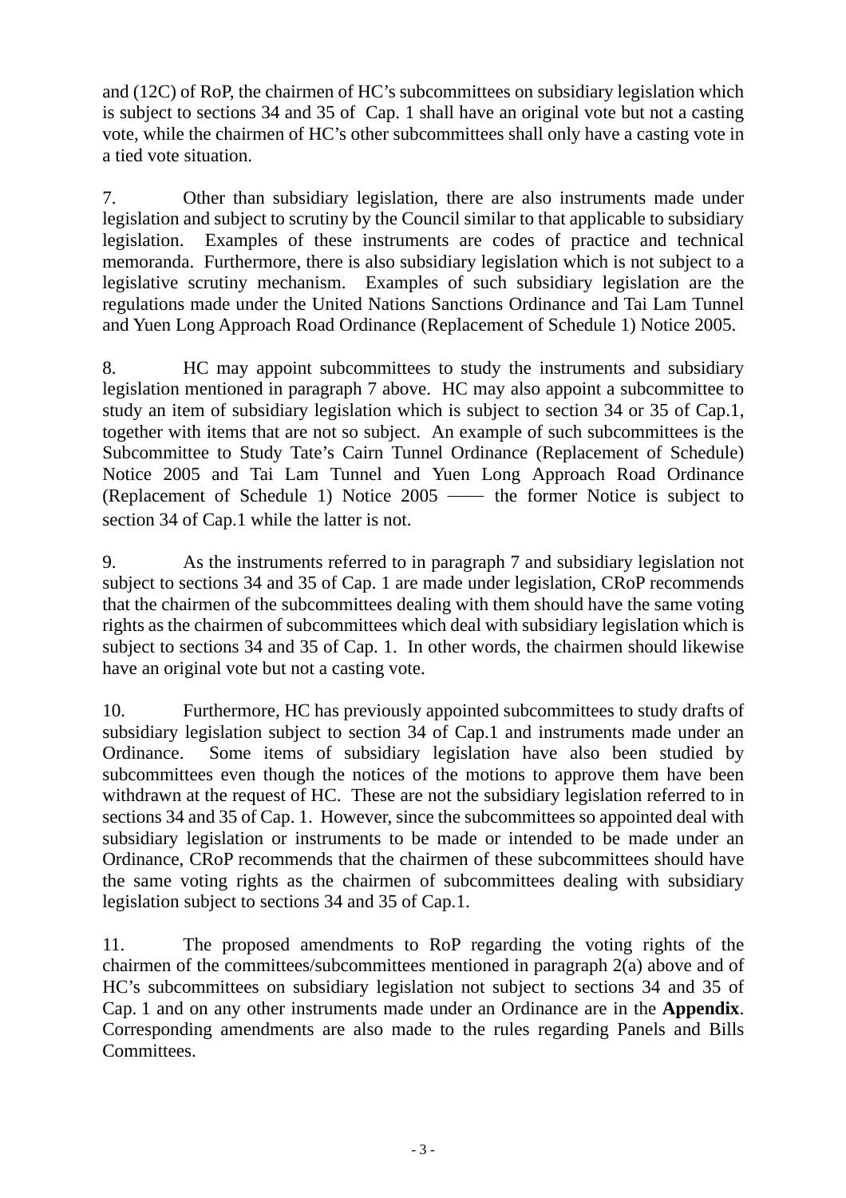and (12C) of RoP, the chairmen of HC's subcommittees on subsidiary legislation which is subject to sections 34 and 35 of Cap. 1 shall have an original vote but not a casting vote, while the chairmen of HC's other subcommittees shall only have a casting vote in a tied vote situation.

7. Other than subsidiary legislation, there are also instruments made under legislation and subject to scrutiny by the Council similar to that applicable to subsidiary legislation. Examples of these instruments are codes of practice and technical memoranda. Furthermore, there is also subsidiary legislation which is not subject to a legislative scrutiny mechanism. Examples of such subsidiary legislation are the regulations made under the United Nations Sanctions Ordinance and Tai Lam Tunnel and Yuen Long Approach Road Ordinance (Replacement of Schedule 1) Notice 2005.

8. HC may appoint subcommittees to study the instruments and subsidiary legislation mentioned in paragraph 7 above. HC may also appoint a subcommittee to study an item of subsidiary legislation which is subject to section 34 or 35 of Cap.1, together with items that are not so subject. An example of such subcommittees is the Subcommittee to Study Tate's Cairn Tunnel Ordinance (Replacement of Schedule) Notice 2005 and Tai Lam Tunnel and Yuen Long Approach Road Ordinance (Replacement of Schedule 1) Notice 2005 —— the former Notice is subject to section 34 of Cap.1 while the latter is not.

9. As the instruments referred to in paragraph 7 and subsidiary legislation not subject to sections 34 and 35 of Cap. 1 are made under legislation, CRoP recommends that the chairmen of the subcommittees dealing with them should have the same voting rights as the chairmen of subcommittees which deal with subsidiary legislation which is subject to sections 34 and 35 of Cap. 1. In other words, the chairmen should likewise have an original vote but not a casting vote.

10. Furthermore, HC has previously appointed subcommittees to study drafts of subsidiary legislation subject to section 34 of Cap.1 and instruments made under an Ordinance. Some items of subsidiary legislation have also been studied by subcommittees even though the notices of the motions to approve them have been withdrawn at the request of HC. These are not the subsidiary legislation referred to in sections 34 and 35 of Cap. 1. However, since the subcommittees so appointed deal with subsidiary legislation or instruments to be made or intended to be made under an Ordinance, CRoP recommends that the chairmen of these subcommittees should have the same voting rights as the chairmen of subcommittees dealing with subsidiary legislation subject to sections 34 and 35 of Cap.1.

11. The proposed amendments to RoP regarding the voting rights of the chairmen of the committees/subcommittees mentioned in paragraph 2(a) above and of HC's subcommittees on subsidiary legislation not subject to sections 34 and 35 of Cap. 1 and on any other instruments made under an Ordinance are in the **Appendix**. Corresponding amendments are also made to the rules regarding Panels and Bills Committees.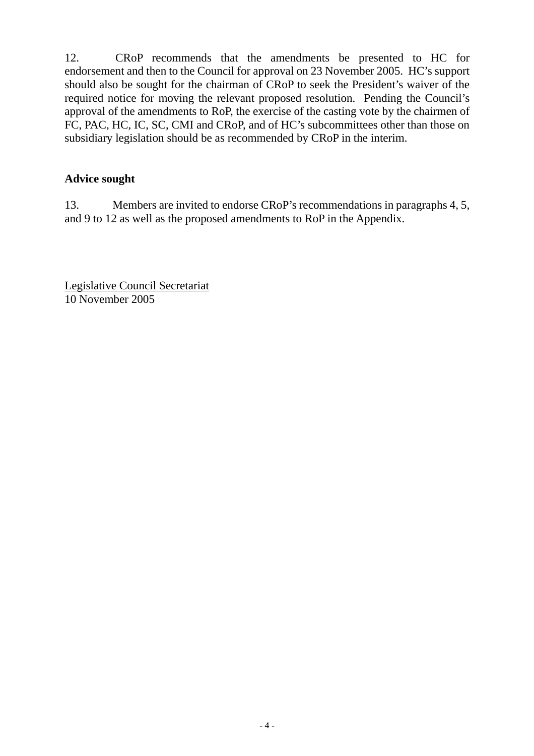12. CRoP recommends that the amendments be presented to HC for endorsement and then to the Council for approval on 23 November 2005. HC's support should also be sought for the chairman of CRoP to seek the President's waiver of the required notice for moving the relevant proposed resolution. Pending the Council's approval of the amendments to RoP, the exercise of the casting vote by the chairmen of FC, PAC, HC, IC, SC, CMI and CRoP, and of HC's subcommittees other than those on subsidiary legislation should be as recommended by CRoP in the interim.

**Advice sought**

13. Members are invited to endorse CRoP's recommendations in paragraphs 4, 5, and 9 to 12 as well as the proposed amendments to RoP in the Appendix.

Legislative Council Secretariat
10 November 2005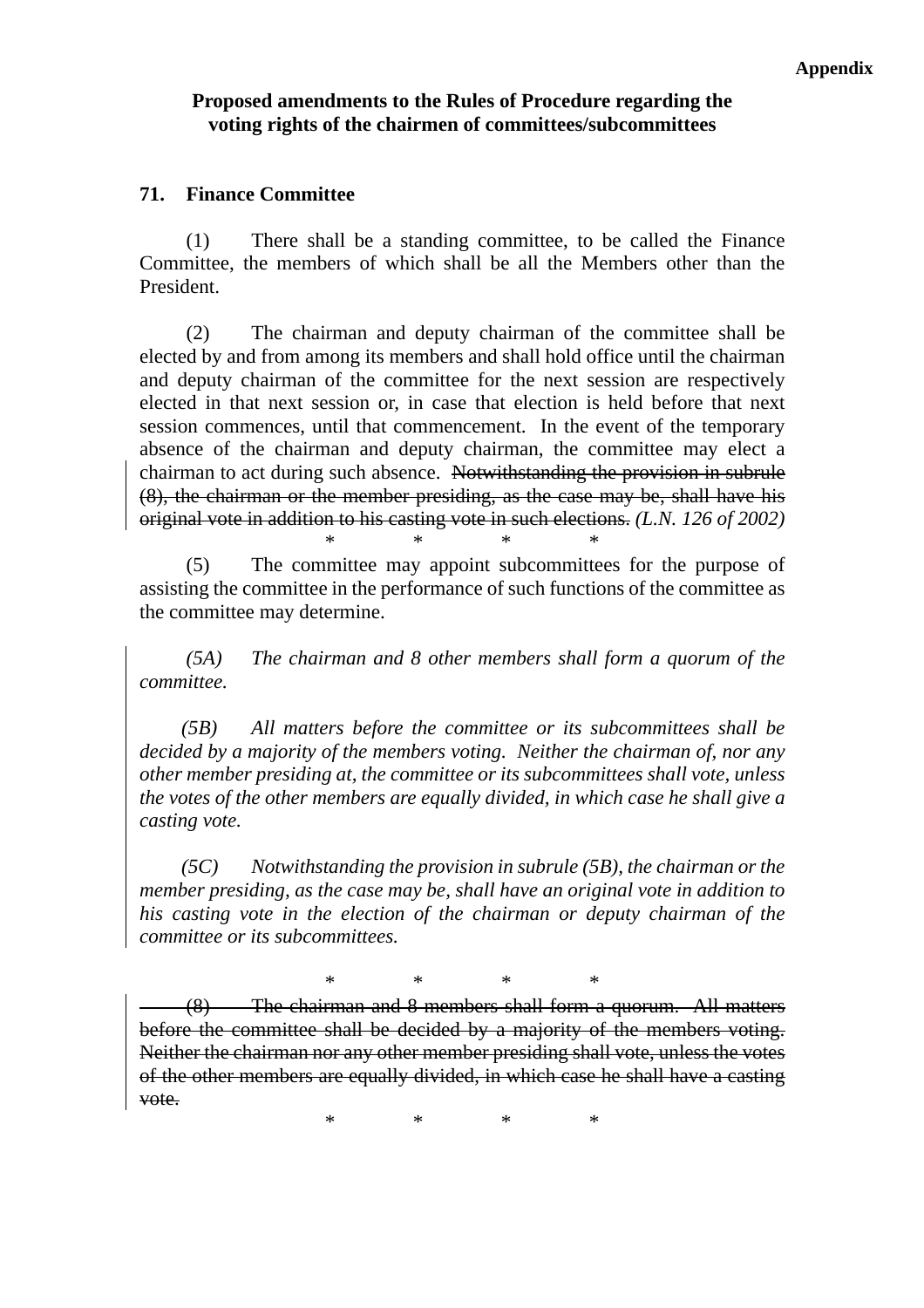**Appendix**

**Proposed amendments to the Rules of Procedure regarding the voting rights of the chairmen of committees/subcommittees**

**71. Finance Committee**

(1) There shall be a standing committee, to be called the Finance Committee, the members of which shall be all the Members other than the President.

(2) The chairman and deputy chairman of the committee shall be elected by and from among its members and shall hold office until the chairman and deputy chairman of the committee for the next session are respectively elected in that next session or, in case that election is held before that next session commences, until that commencement. In the event of the temporary absence of the chairman and deputy chairman, the committee may elect a chairman to act during such absence. ~~Notwithstanding the provision in subrule (8), the chairman or the member presiding, as the case may be, shall have his original vote in addition to his casting vote in such elections.~~ *(L.N. 126 of 2002)*

\* \* \* \*

(5) The committee may appoint subcommittees for the purpose of assisting the committee in the performance of such functions of the committee as the committee may determine.

*(5A) The chairman and 8 other members shall form a quorum of the committee.*

*(5B) All matters before the committee or its subcommittees shall be decided by a majority of the members voting. Neither the chairman of, nor any other member presiding at, the committee or its subcommittees shall vote, unless the votes of the other members are equally divided, in which case he shall give a casting vote.*

*(5C) Notwithstanding the provision in subrule (5B), the chairman or the member presiding, as the case may be, shall have an original vote in addition to his casting vote in the election of the chairman or deputy chairman of the committee or its subcommittees.*

\* \* \* \*

~~(8) The chairman and 8 members shall form a quorum. All matters before the committee shall be decided by a majority of the members voting. Neither the chairman nor any other member presiding shall vote, unless the votes of the other members are equally divided, in which case he shall have a casting vote.~~

\* \* \* \*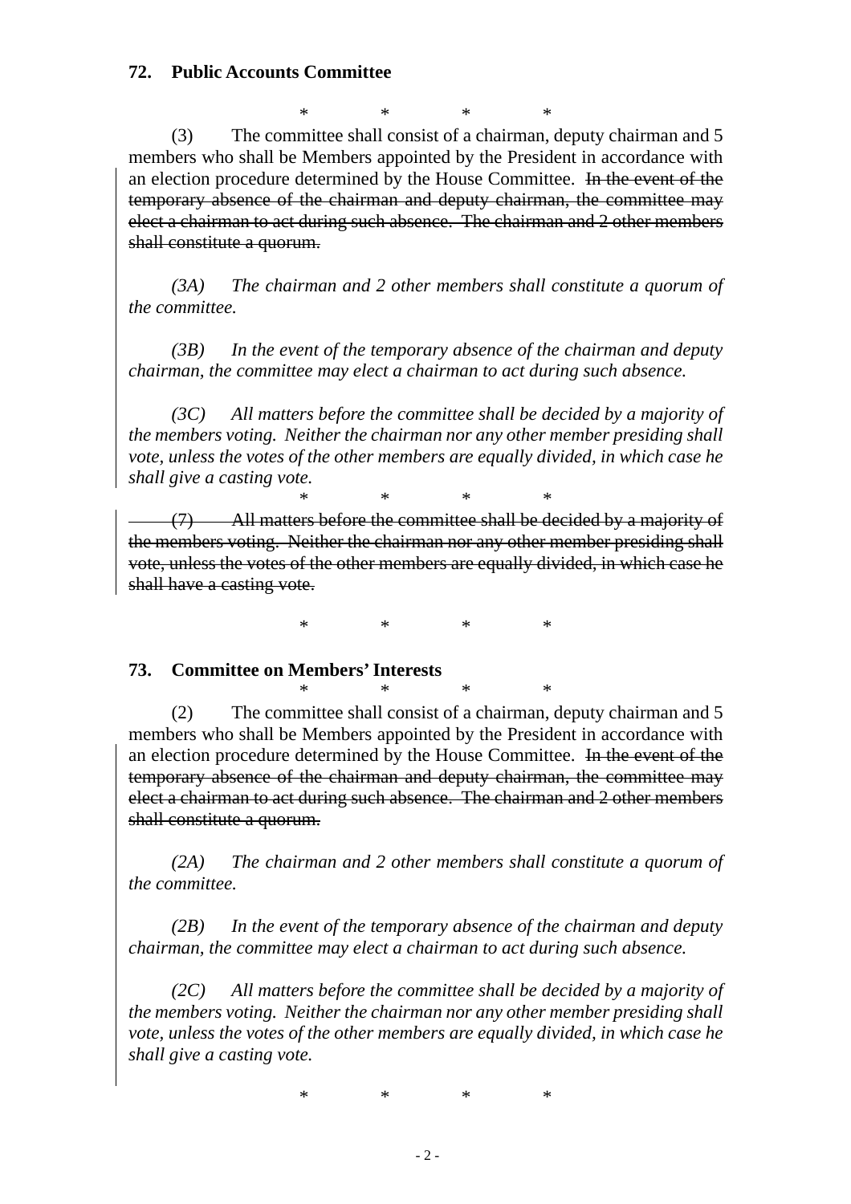**72. Public Accounts Committee**

\*   \*   \*   \*

(3) The committee shall consist of a chairman, deputy chairman and 5 members who shall be Members appointed by the President in accordance with an election procedure determined by the House Committee. ~~In the event of the temporary absence of the chairman and deputy chairman, the committee may elect a chairman to act during such absence. The chairman and 2 other members shall constitute a quorum.~~

*(3A) The chairman and 2 other members shall constitute a quorum of the committee.*

*(3B) In the event of the temporary absence of the chairman and deputy chairman, the committee may elect a chairman to act during such absence.*

*(3C) All matters before the committee shall be decided by a majority of the members voting. Neither the chairman nor any other member presiding shall vote, unless the votes of the other members are equally divided, in which case he shall give a casting vote.*

\*   \*   \*   \*

~~(7) All matters before the committee shall be decided by a majority of the members voting. Neither the chairman nor any other member presiding shall vote, unless the votes of the other members are equally divided, in which case he shall have a casting vote.~~

\*   \*   \*   \*

**73. Committee on Members' Interests**

\*   \*   \*   \*

(2) The committee shall consist of a chairman, deputy chairman and 5 members who shall be Members appointed by the President in accordance with an election procedure determined by the House Committee. ~~In the event of the temporary absence of the chairman and deputy chairman, the committee may elect a chairman to act during such absence. The chairman and 2 other members shall constitute a quorum.~~

*(2A) The chairman and 2 other members shall constitute a quorum of the committee.*

*(2B) In the event of the temporary absence of the chairman and deputy chairman, the committee may elect a chairman to act during such absence.*

*(2C) All matters before the committee shall be decided by a majority of the members voting. Neither the chairman nor any other member presiding shall vote, unless the votes of the other members are equally divided, in which case he shall give a casting vote.*

\*   \*   \*   \*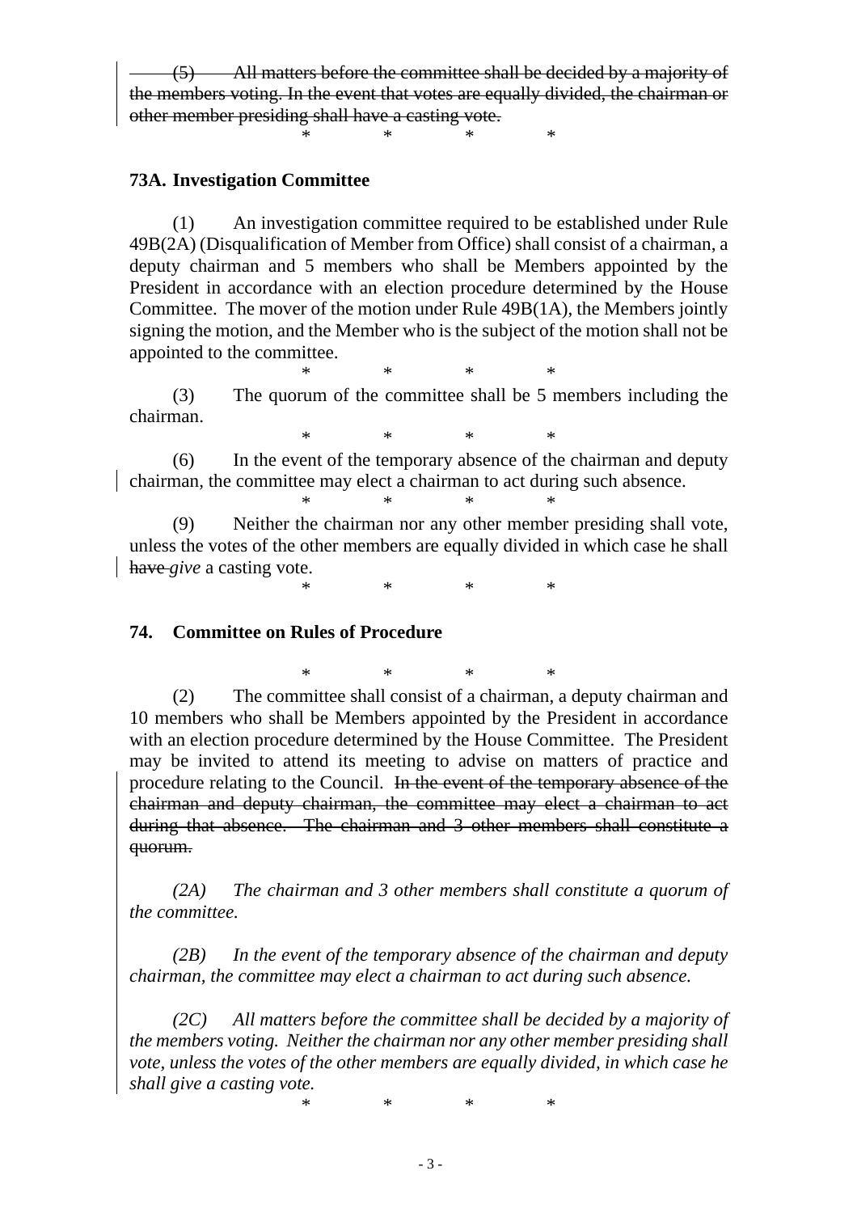~~(5) All matters before the committee shall be decided by a majority of the members voting. In the event that votes are equally divided, the chairman or other member presiding shall have a casting vote.~~

\*  \*  \*  \*

**73A. Investigation Committee**

(1) An investigation committee required to be established under Rule 49B(2A) (Disqualification of Member from Office) shall consist of a chairman, a deputy chairman and 5 members who shall be Members appointed by the President in accordance with an election procedure determined by the House Committee. The mover of the motion under Rule 49B(1A), the Members jointly signing the motion, and the Member who is the subject of the motion shall not be appointed to the committee.

\*  \*  \*  \*

(3) The quorum of the committee shall be 5 members including the chairman.

\*  \*  \*  \*

(6) In the event of the temporary absence of the chairman and deputy chairman, the committee may elect a chairman to act during such absence.

\*  \*  \*  \*

(9) Neither the chairman nor any other member presiding shall vote, unless the votes of the other members are equally divided in which case he shall ~~have~~ *give* a casting vote.

\*  \*  \*  \*

**74. Committee on Rules of Procedure**

\*  \*  \*  \*

(2) The committee shall consist of a chairman, a deputy chairman and 10 members who shall be Members appointed by the President in accordance with an election procedure determined by the House Committee. The President may be invited to attend its meeting to advise on matters of practice and procedure relating to the Council. ~~In the event of the temporary absence of the chairman and deputy chairman, the committee may elect a chairman to act during that absence. The chairman and 3 other members shall constitute a quorum.~~

*(2A) The chairman and 3 other members shall constitute a quorum of the committee.*

*(2B) In the event of the temporary absence of the chairman and deputy chairman, the committee may elect a chairman to act during such absence.*

*(2C) All matters before the committee shall be decided by a majority of the members voting. Neither the chairman nor any other member presiding shall vote, unless the votes of the other members are equally divided, in which case he shall give a casting vote.*

\*  \*  \*  \*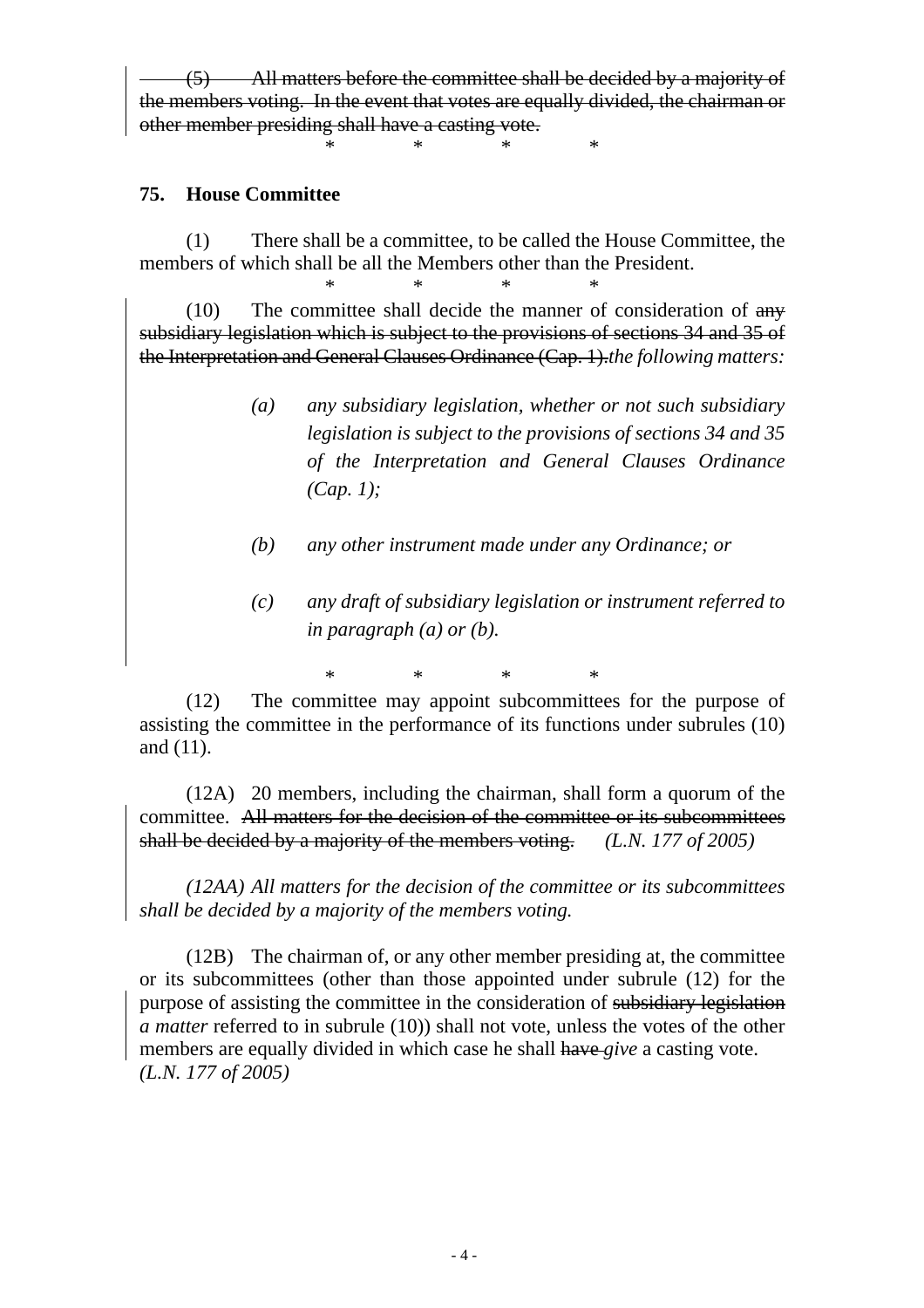~~(5) All matters before the committee shall be decided by a majority of the members voting. In the event that votes are equally divided, the chairman or other member presiding shall have a casting vote.~~

\* \* \* \*

**75. House Committee**

(1) There shall be a committee, to be called the House Committee, the members of which shall be all the Members other than the President.

\* \* \* \*

(10) The committee shall decide the manner of consideration of ~~any subsidiary legislation which is subject to the provisions of sections 34 and 35 of the Interpretation and General Clauses Ordinance (Cap. 1).~~*the following matters:*

> *(a) any subsidiary legislation, whether or not such subsidiary legislation is subject to the provisions of sections 34 and 35 of the Interpretation and General Clauses Ordinance (Cap. 1);*
>
> *(b) any other instrument made under any Ordinance; or*
>
> *(c) any draft of subsidiary legislation or instrument referred to in paragraph (a) or (b).*

\* \* \* \*

(12) The committee may appoint subcommittees for the purpose of assisting the committee in the performance of its functions under subrules (10) and (11).

(12A) 20 members, including the chairman, shall form a quorum of the committee. ~~All matters for the decision of the committee or its subcommittees shall be decided by a majority of the members voting.~~ *(L.N. 177 of 2005)*

*(12AA) All matters for the decision of the committee or its subcommittees shall be decided by a majority of the members voting.*

(12B) The chairman of, or any other member presiding at, the committee or its subcommittees (other than those appointed under subrule (12) for the purpose of assisting the committee in the consideration of ~~subsidiary legislation~~ *a matter* referred to in subrule (10)) shall not vote, unless the votes of the other members are equally divided in which case he shall ~~have~~ *give* a casting vote. *(L.N. 177 of 2005)*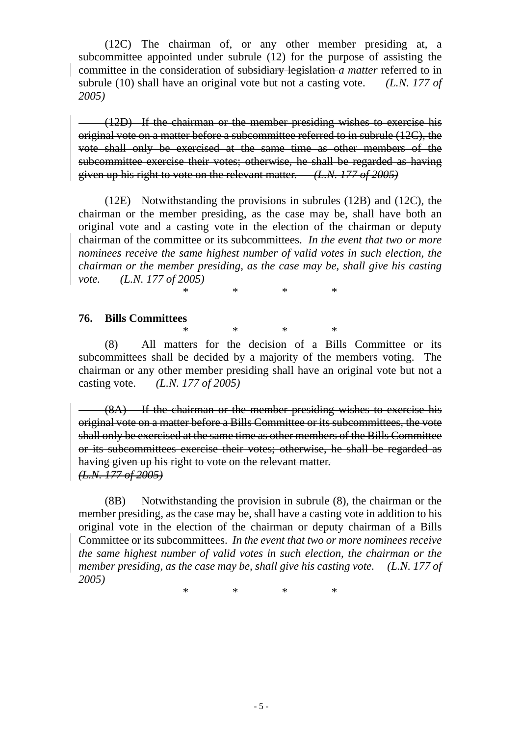(12C) The chairman of, or any other member presiding at, a subcommittee appointed under subrule (12) for the purpose of assisting the committee in the consideration of ~~subsidiary legislation~~ *a matter* referred to in subrule (10) shall have an original vote but not a casting vote. *(L.N. 177 of 2005)*

~~(12D) If the chairman or the member presiding wishes to exercise his original vote on a matter before a subcommittee referred to in subrule (12C), the vote shall only be exercised at the same time as other members of the subcommittee exercise their votes; otherwise, he shall be regarded as having given up his right to vote on the relevant matter. *(L.N. 177 of 2005)*~~

(12E) Notwithstanding the provisions in subrules (12B) and (12C), the chairman or the member presiding, as the case may be, shall have both an original vote and a casting vote in the election of the chairman or deputy chairman of the committee or its subcommittees. *In the event that two or more nominees receive the same highest number of valid votes in such election, the chairman or the member presiding, as the case may be, shall give his casting vote. (L.N. 177 of 2005)*

\* \* \* \*

**76. Bills Committees**

\* \* \* \*

(8) All matters for the decision of a Bills Committee or its subcommittees shall be decided by a majority of the members voting. The chairman or any other member presiding shall have an original vote but not a casting vote. *(L.N. 177 of 2005)*

~~(8A) If the chairman or the member presiding wishes to exercise his original vote on a matter before a Bills Committee or its subcommittees, the vote shall only be exercised at the same time as other members of the Bills Committee or its subcommittees exercise their votes; otherwise, he shall be regarded as having given up his right to vote on the relevant matter. *(L.N. 177 of 2005)*~~

(8B) Notwithstanding the provision in subrule (8), the chairman or the member presiding, as the case may be, shall have a casting vote in addition to his original vote in the election of the chairman or deputy chairman of a Bills Committee or its subcommittees. *In the event that two or more nominees receive the same highest number of valid votes in such election, the chairman or the member presiding, as the case may be, shall give his casting vote. (L.N. 177 of 2005)*

\* \* \* \*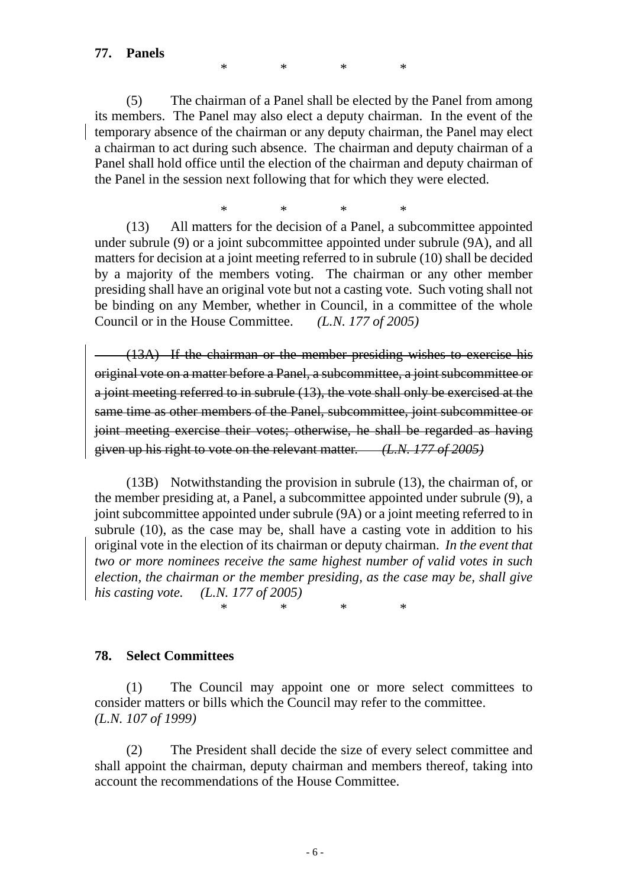**77. Panels**

\*  \*  \*  \*

(5) The chairman of a Panel shall be elected by the Panel from among its members. The Panel may also elect a deputy chairman. In the event of the temporary absence of the chairman or any deputy chairman, the Panel may elect a chairman to act during such absence. The chairman and deputy chairman of a Panel shall hold office until the election of the chairman and deputy chairman of the Panel in the session next following that for which they were elected.

\*  \*  \*  \*

(13) All matters for the decision of a Panel, a subcommittee appointed under subrule (9) or a joint subcommittee appointed under subrule (9A), and all matters for decision at a joint meeting referred to in subrule (10) shall be decided by a majority of the members voting. The chairman or any other member presiding shall have an original vote but not a casting vote. Such voting shall not be binding on any Member, whether in Council, in a committee of the whole Council or in the House Committee. *(L.N. 177 of 2005)*

~~(13A) If the chairman or the member presiding wishes to exercise his original vote on a matter before a Panel, a subcommittee, a joint subcommittee or a joint meeting referred to in subrule (13), the vote shall only be exercised at the same time as other members of the Panel, subcommittee, joint subcommittee or joint meeting exercise their votes; otherwise, he shall be regarded as having given up his right to vote on the relevant matter. *(L.N. 177 of 2005)*~~

(13B) Notwithstanding the provision in subrule (13), the chairman of, or the member presiding at, a Panel, a subcommittee appointed under subrule (9), a joint subcommittee appointed under subrule (9A) or a joint meeting referred to in subrule (10), as the case may be, shall have a casting vote in addition to his original vote in the election of its chairman or deputy chairman. *In the event that two or more nominees receive the same highest number of valid votes in such election, the chairman or the member presiding, as the case may be, shall give his casting vote. (L.N. 177 of 2005)*

\*  \*  \*  \*

**78. Select Committees**

(1) The Council may appoint one or more select committees to consider matters or bills which the Council may refer to the committee. *(L.N. 107 of 1999)*

(2) The President shall decide the size of every select committee and shall appoint the chairman, deputy chairman and members thereof, taking into account the recommendations of the House Committee.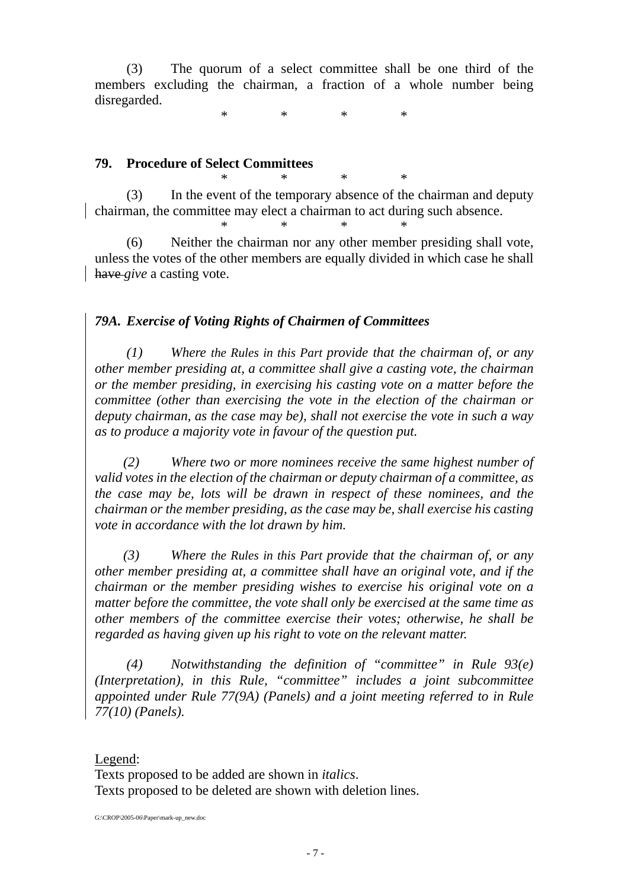(3) The quorum of a select committee shall be one third of the members excluding the chairman, a fraction of a whole number being disregarded.

\* \* \* \*

**79. Procedure of Select Committees**

\* \* \* \*

(3) In the event of the temporary absence of the chairman and deputy chairman, the committee may elect a chairman to act during such absence.

\* \* \* \*

(6) Neither the chairman nor any other member presiding shall vote, unless the votes of the other members are equally divided in which case he shall ~~have~~ *give* a casting vote.

***79A. Exercise of Voting Rights of Chairmen of Committees***

*(1) Where the Rules in this Part provide that the chairman of, or any other member presiding at, a committee shall give a casting vote, the chairman or the member presiding, in exercising his casting vote on a matter before the committee (other than exercising the vote in the election of the chairman or deputy chairman, as the case may be), shall not exercise the vote in such a way as to produce a majority vote in favour of the question put.*

*(2) Where two or more nominees receive the same highest number of valid votes in the election of the chairman or deputy chairman of a committee, as the case may be, lots will be drawn in respect of these nominees, and the chairman or the member presiding, as the case may be, shall exercise his casting vote in accordance with the lot drawn by him.*

*(3) Where the Rules in this Part provide that the chairman of, or any other member presiding at, a committee shall have an original vote, and if the chairman or the member presiding wishes to exercise his original vote on a matter before the committee, the vote shall only be exercised at the same time as other members of the committee exercise their votes; otherwise, he shall be regarded as having given up his right to vote on the relevant matter.*

*(4) Notwithstanding the definition of "committee" in Rule 93(e) (Interpretation), in this Rule, "committee" includes a joint subcommittee appointed under Rule 77(9A) (Panels) and a joint meeting referred to in Rule 77(10) (Panels).*

<u>Legend</u>:
Texts proposed to be added are shown in *italics*.
Texts proposed to be deleted are shown with deletion lines.

G:\CROP\2005-06\Paper\mark-up_new.doc